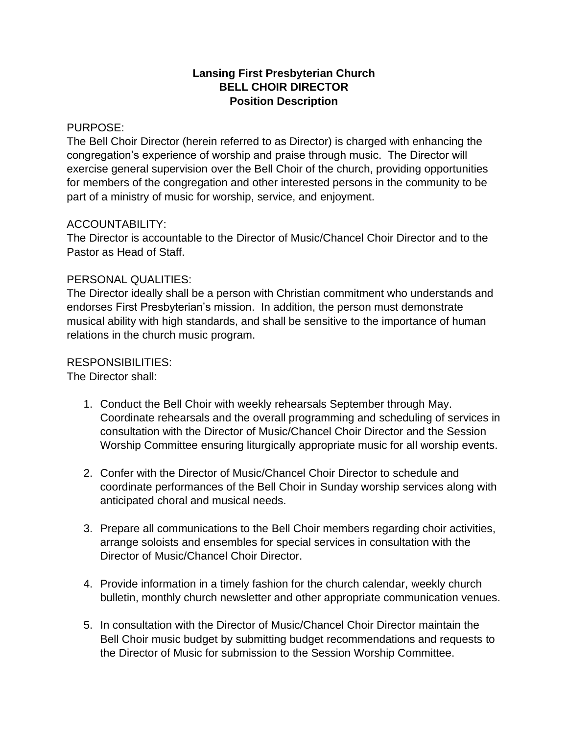# Lansing First Presbyterian Church
## BELL CHOIR DIRECTOR
### Position Description

PURPOSE:
The Bell Choir Director (herein referred to as Director) is charged with enhancing the congregation's experience of worship and praise through music. The Director will exercise general supervision over the Bell Choir of the church, providing opportunities for members of the congregation and other interested persons in the community to be part of a ministry of music for worship, service, and enjoyment.

ACCOUNTABILITY:
The Director is accountable to the Director of Music/Chancel Choir Director and to the Pastor as Head of Staff.

PERSONAL QUALITIES:
The Director ideally shall be a person with Christian commitment who understands and endorses First Presbyterian's mission. In addition, the person must demonstrate musical ability with high standards, and shall be sensitive to the importance of human relations in the church music program.

RESPONSIBILITIES:
The Director shall:

1. Conduct the Bell Choir with weekly rehearsals September through May. Coordinate rehearsals and the overall programming and scheduling of services in consultation with the Director of Music/Chancel Choir Director and the Session Worship Committee ensuring liturgically appropriate music for all worship events.

2. Confer with the Director of Music/Chancel Choir Director to schedule and coordinate performances of the Bell Choir in Sunday worship services along with anticipated choral and musical needs.

3. Prepare all communications to the Bell Choir members regarding choir activities, arrange soloists and ensembles for special services in consultation with the Director of Music/Chancel Choir Director.

4. Provide information in a timely fashion for the church calendar, weekly church bulletin, monthly church newsletter and other appropriate communication venues.

5. In consultation with the Director of Music/Chancel Choir Director maintain the Bell Choir music budget by submitting budget recommendations and requests to the Director of Music for submission to the Session Worship Committee.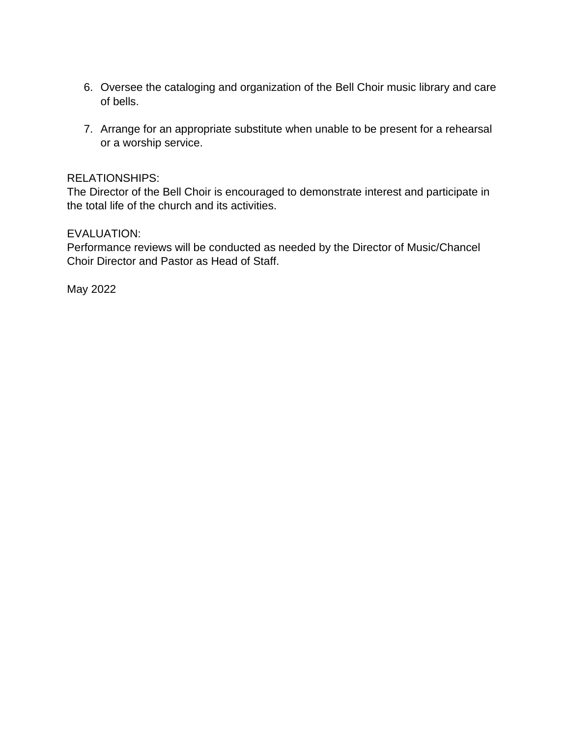6. Oversee the cataloging and organization of the Bell Choir music library and care of bells.

7. Arrange for an appropriate substitute when unable to be present for a rehearsal or a worship service.

RELATIONSHIPS:
The Director of the Bell Choir is encouraged to demonstrate interest and participate in the total life of the church and its activities.

EVALUATION:
Performance reviews will be conducted as needed by the Director of Music/Chancel Choir Director and Pastor as Head of Staff.

May 2022